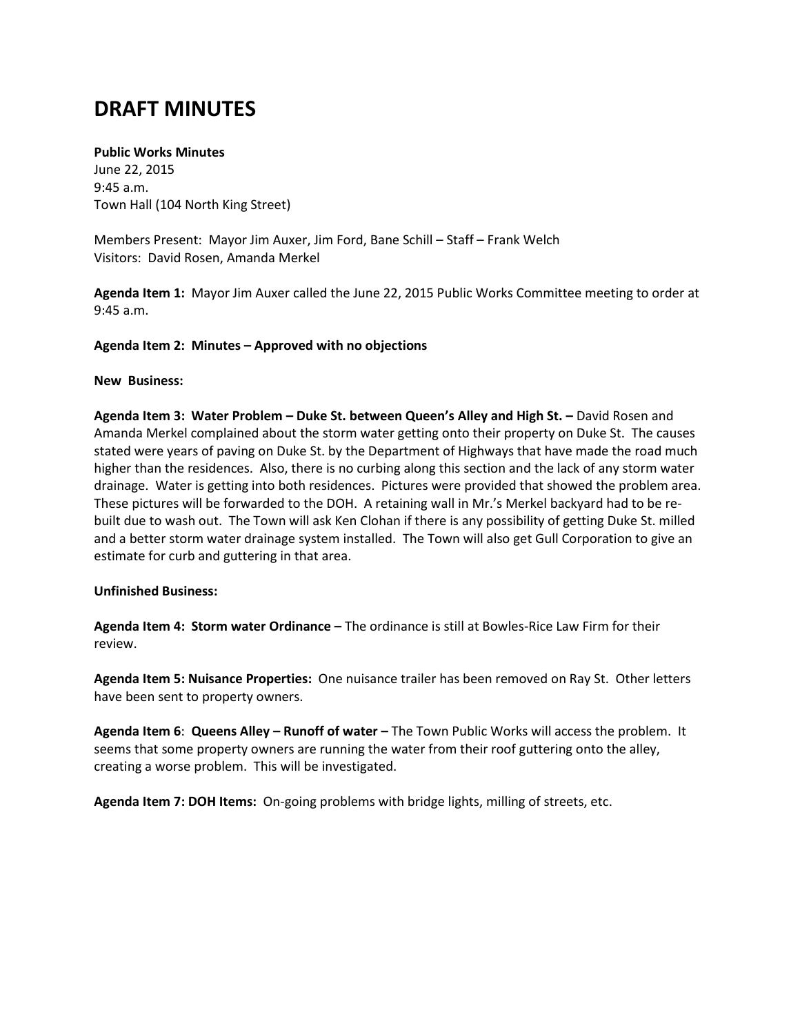# DRAFT MINUTES

**Public Works Minutes**
June 22, 2015
9:45 a.m.
Town Hall (104 North King Street)

Members Present: Mayor Jim Auxer, Jim Ford, Bane Schill – Staff – Frank Welch
Visitors: David Rosen, Amanda Merkel

**Agenda Item 1:** Mayor Jim Auxer called the June 22, 2015 Public Works Committee meeting to order at 9:45 a.m.

**Agenda Item 2: Minutes – Approved with no objections**

**New Business:**

**Agenda Item 3: Water Problem – Duke St. between Queen's Alley and High St. –** David Rosen and Amanda Merkel complained about the storm water getting onto their property on Duke St. The causes stated were years of paving on Duke St. by the Department of Highways that have made the road much higher than the residences. Also, there is no curbing along this section and the lack of any storm water drainage. Water is getting into both residences. Pictures were provided that showed the problem area. These pictures will be forwarded to the DOH. A retaining wall in Mr.'s Merkel backyard had to be re-built due to wash out. The Town will ask Ken Clohan if there is any possibility of getting Duke St. milled and a better storm water drainage system installed. The Town will also get Gull Corporation to give an estimate for curb and guttering in that area.

**Unfinished Business:**

**Agenda Item 4: Storm water Ordinance –** The ordinance is still at Bowles-Rice Law Firm for their review.

**Agenda Item 5: Nuisance Properties:** One nuisance trailer has been removed on Ray St. Other letters have been sent to property owners.

**Agenda Item 6**: **Queens Alley – Runoff of water –** The Town Public Works will access the problem. It seems that some property owners are running the water from their roof guttering onto the alley, creating a worse problem. This will be investigated.

**Agenda Item 7: DOH Items:** On-going problems with bridge lights, milling of streets, etc.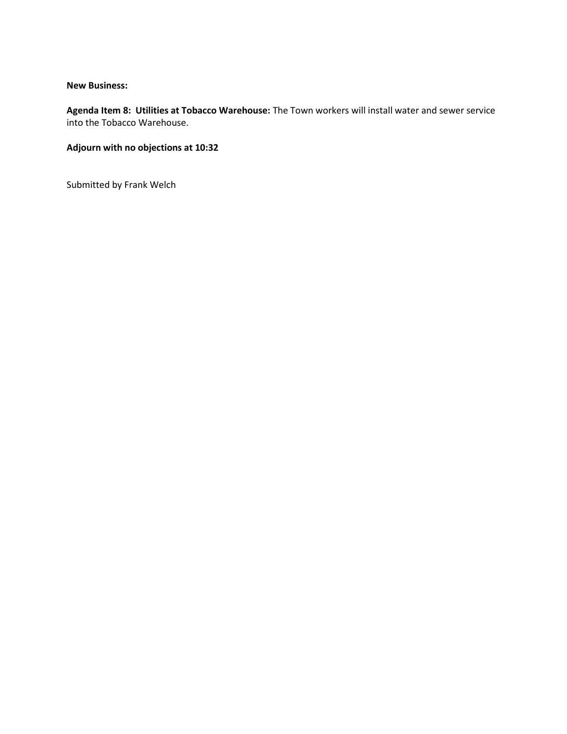**New Business:**

**Agenda Item 8: Utilities at Tobacco Warehouse:** The Town workers will install water and sewer service into the Tobacco Warehouse.

**Adjourn with no objections at 10:32**

Submitted by Frank Welch